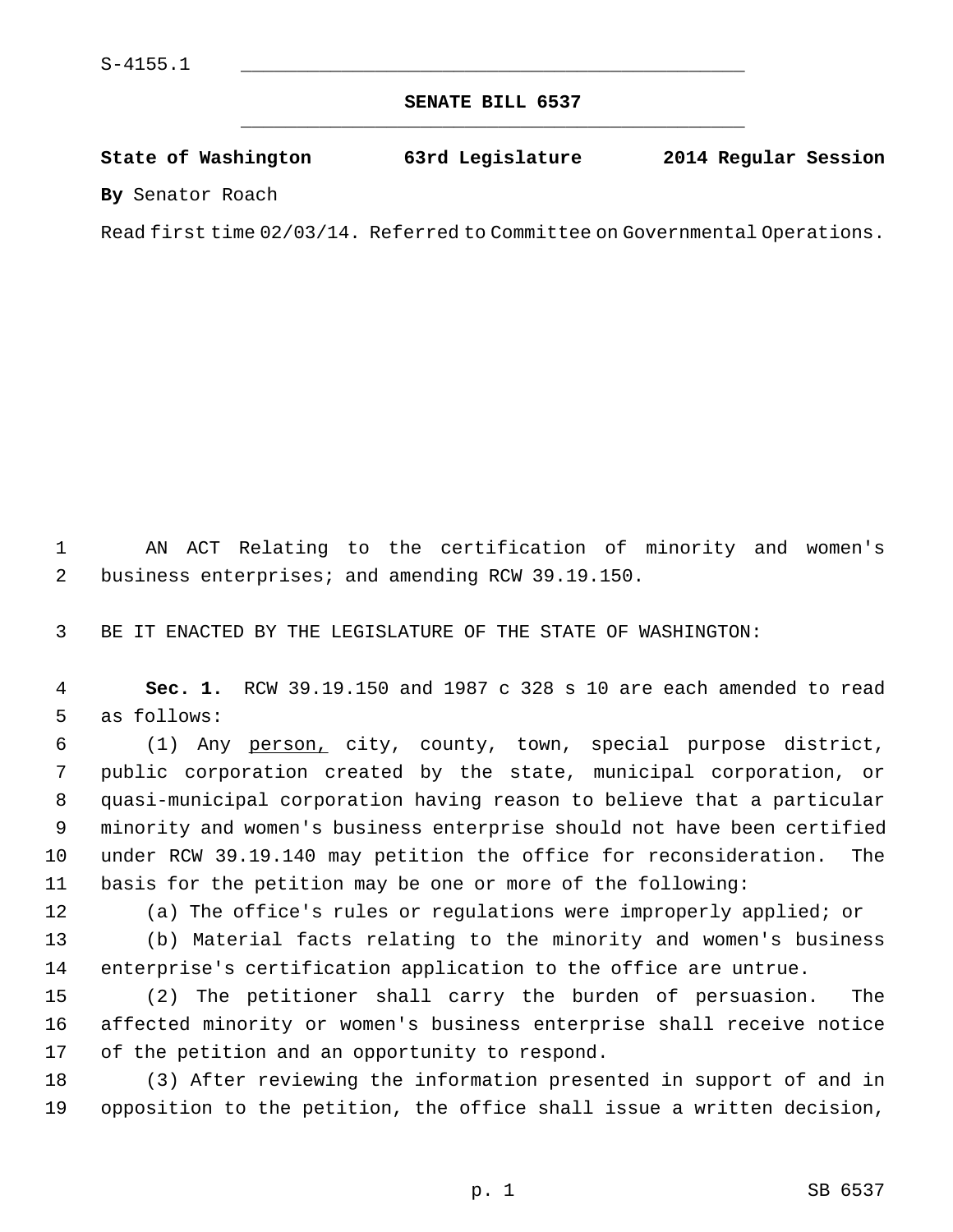S-4155.1

# SENATE BILL 6537

**State of Washington 63rd Legislature 2014 Regular Session**

**By** Senator Roach

Read first time 02/03/14. Referred to Committee on Governmental Operations.

AN ACT Relating to the certification of minority and women's business enterprises; and amending RCW 39.19.150.

BE IT ENACTED BY THE LEGISLATURE OF THE STATE OF WASHINGTON:

**Sec. 1.** RCW 39.19.150 and 1987 c 328 s 10 are each amended to read as follows:

(1) Any <u>person,</u> city, county, town, special purpose district, public corporation created by the state, municipal corporation, or quasi-municipal corporation having reason to believe that a particular minority and women's business enterprise should not have been certified under RCW 39.19.140 may petition the office for reconsideration. The basis for the petition may be one or more of the following:

(a) The office's rules or regulations were improperly applied; or

(b) Material facts relating to the minority and women's business enterprise's certification application to the office are untrue.

(2) The petitioner shall carry the burden of persuasion. The affected minority or women's business enterprise shall receive notice of the petition and an opportunity to respond.

(3) After reviewing the information presented in support of and in opposition to the petition, the office shall issue a written decision,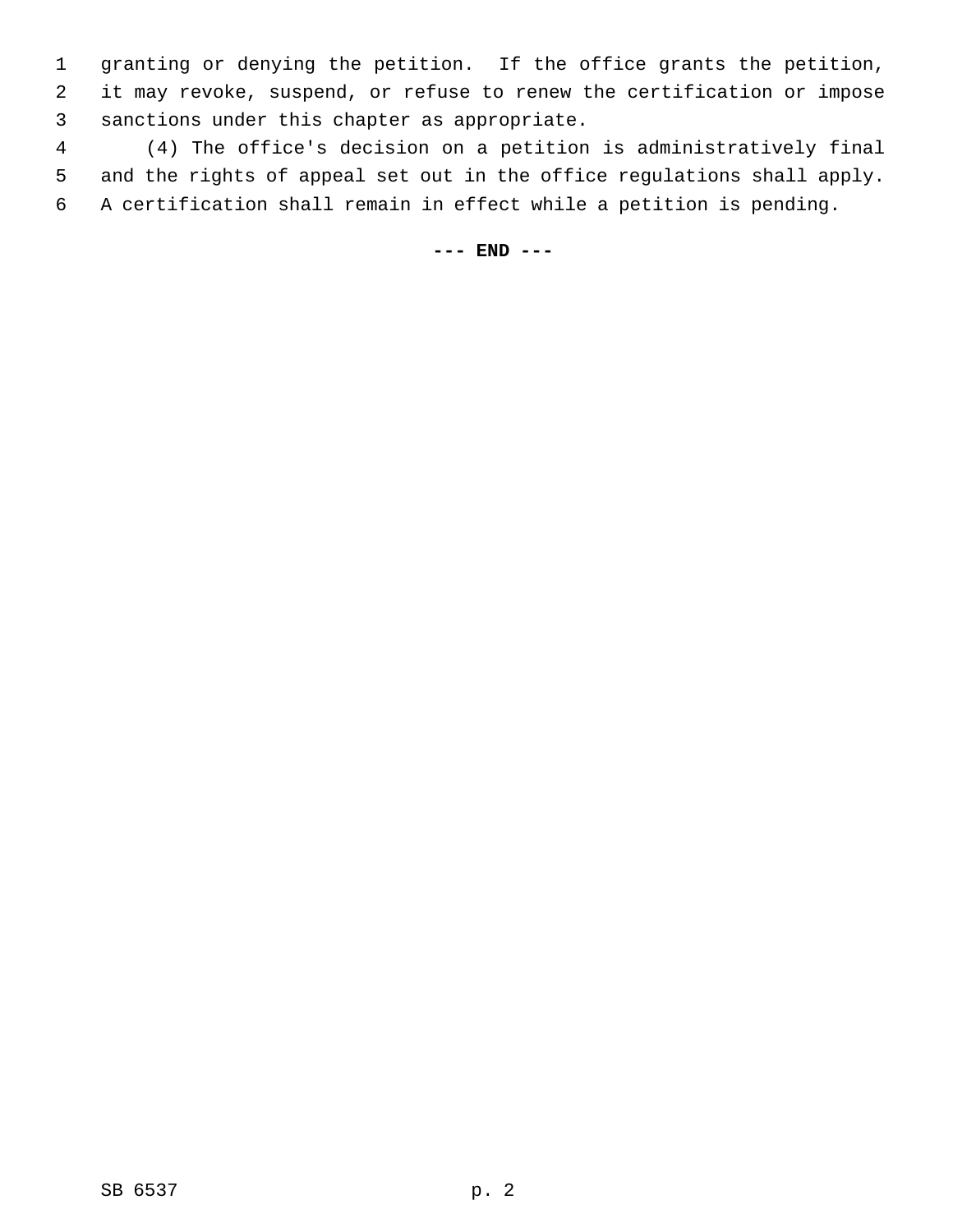granting or denying the petition. If the office grants the petition, it may revoke, suspend, or refuse to renew the certification or impose sanctions under this chapter as appropriate.

(4) The office's decision on a petition is administratively final and the rights of appeal set out in the office regulations shall apply. A certification shall remain in effect while a petition is pending.

**--- END ---**